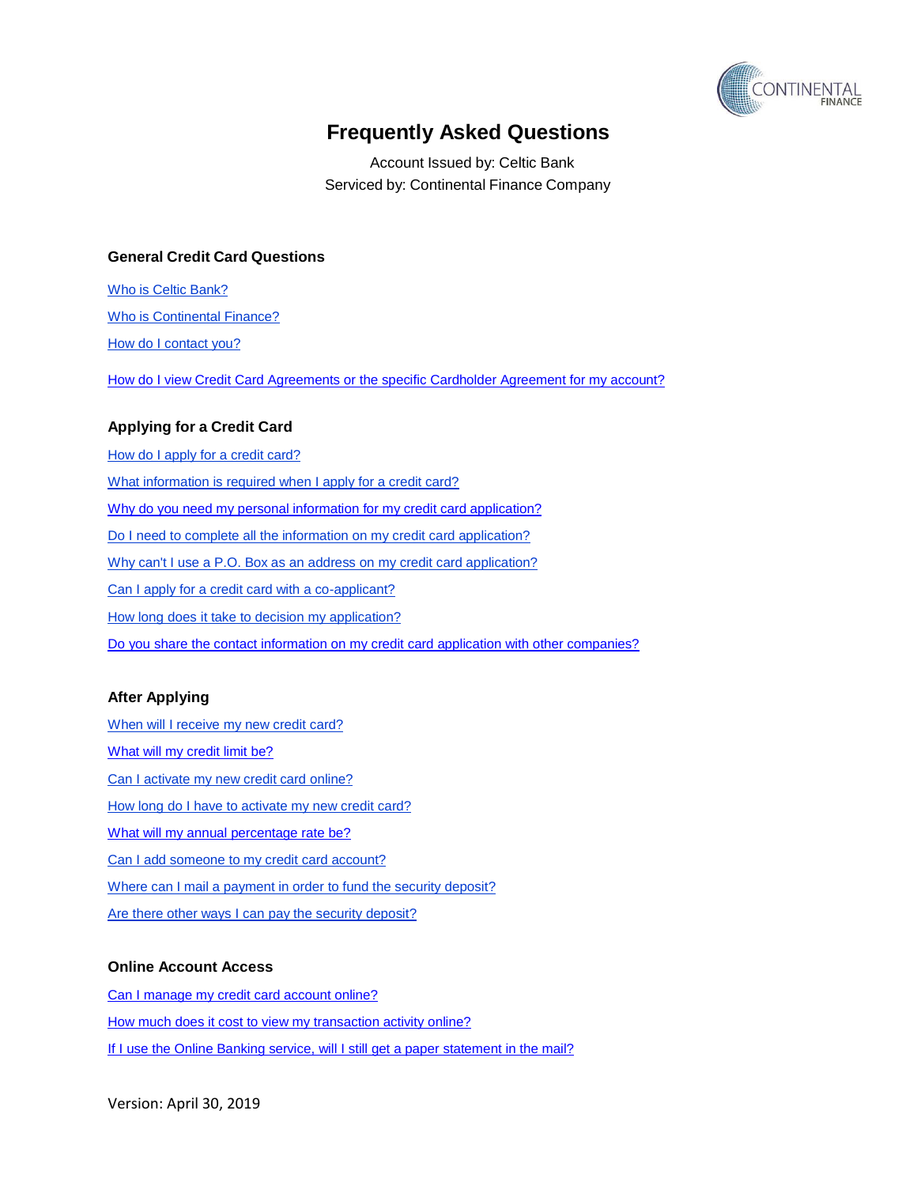# Frequently Asked Questions

Account Issued by: Celtic Bank
Serviced by: Continental Finance Company

## General Credit Card Questions

Who is Celtic Bank?

Who is Continental Finance?

How do I contact you?

How do I view Credit Card Agreements or the specific Cardholder Agreement for my account?

## Applying for a Credit Card

How do I apply for a credit card?

What information is required when I apply for a credit card?

Why do you need my personal information for my credit card application?

Do I need to complete all the information on my credit card application?

Why can't I use a P.O. Box as an address on my credit card application?

Can I apply for a credit card with a co-applicant?

How long does it take to decision my application?

Do you share the contact information on my credit card application with other companies?

## After Applying

When will I receive my new credit card?

What will my credit limit be?

Can I activate my new credit card online?

How long do I have to activate my new credit card?

What will my annual percentage rate be?

Can I add someone to my credit card account?

Where can I mail a payment in order to fund the security deposit?

Are there other ways I can pay the security deposit?

## Online Account Access

Can I manage my credit card account online?

How much does it cost to view my transaction activity online?

If I use the Online Banking service, will I still get a paper statement in the mail?

Version: April 30, 2019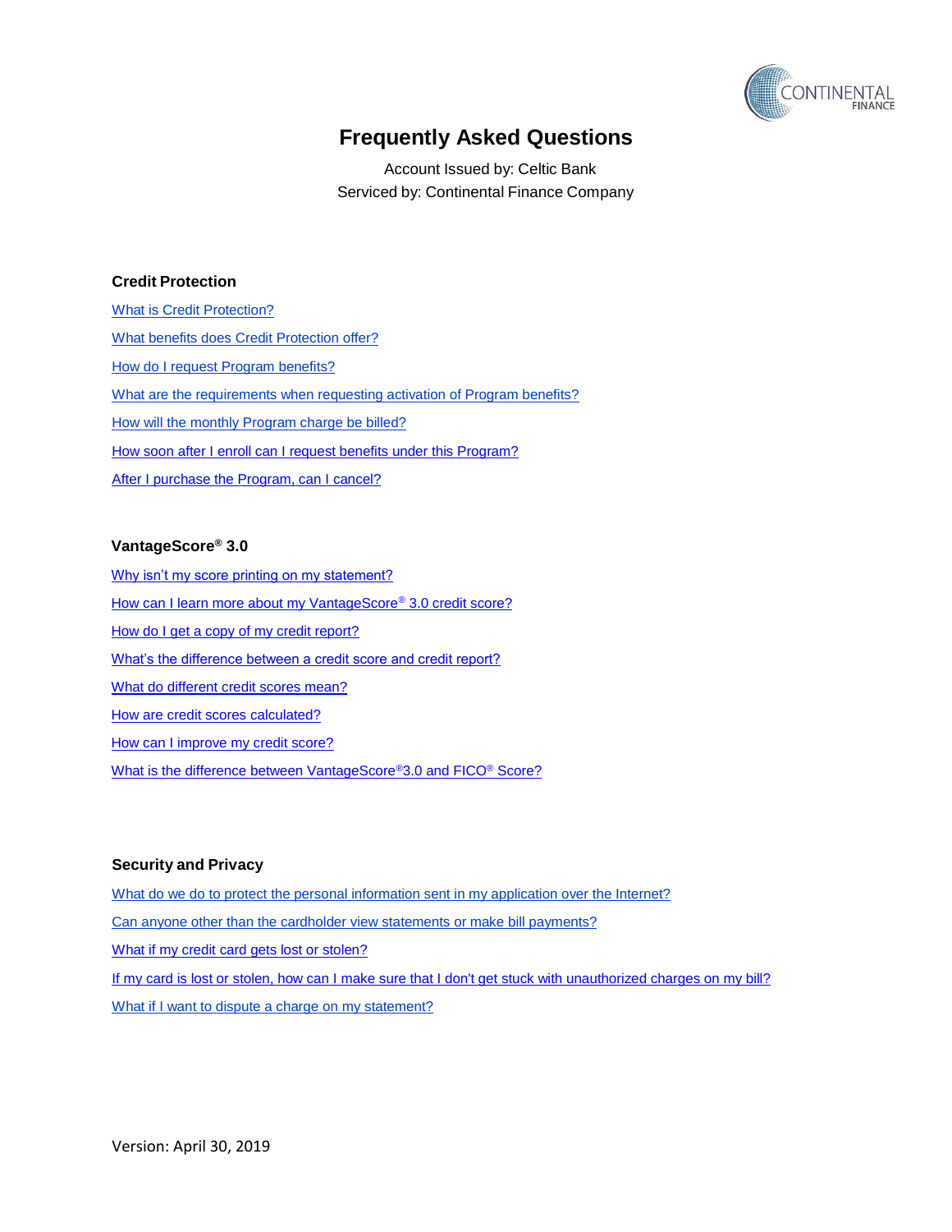# Frequently Asked Questions

Account Issued by: Celtic Bank
Serviced by: Continental Finance Company

### Credit Protection

- What is Credit Protection?
- What benefits does Credit Protection offer?
- How do I request Program benefits?
- What are the requirements when requesting activation of Program benefits?
- How will the monthly Program charge be billed?
- How soon after I enroll can I request benefits under this Program?
- After I purchase the Program, can I cancel?

### VantageScore® 3.0

- Why isn't my score printing on my statement?
- How can I learn more about my VantageScore® 3.0 credit score?
- How do I get a copy of my credit report?
- What's the difference between a credit score and credit report?
- What do different credit scores mean?
- How are credit scores calculated?
- How can I improve my credit score?
- What is the difference between VantageScore®3.0 and FICO® Score?

### Security and Privacy

- What do we do to protect the personal information sent in my application over the Internet?
- Can anyone other than the cardholder view statements or make bill payments?
- What if my credit card gets lost or stolen?
- If my card is lost or stolen, how can I make sure that I don't get stuck with unauthorized charges on my bill?
- What if I want to dispute a charge on my statement?

Version: April 30, 2019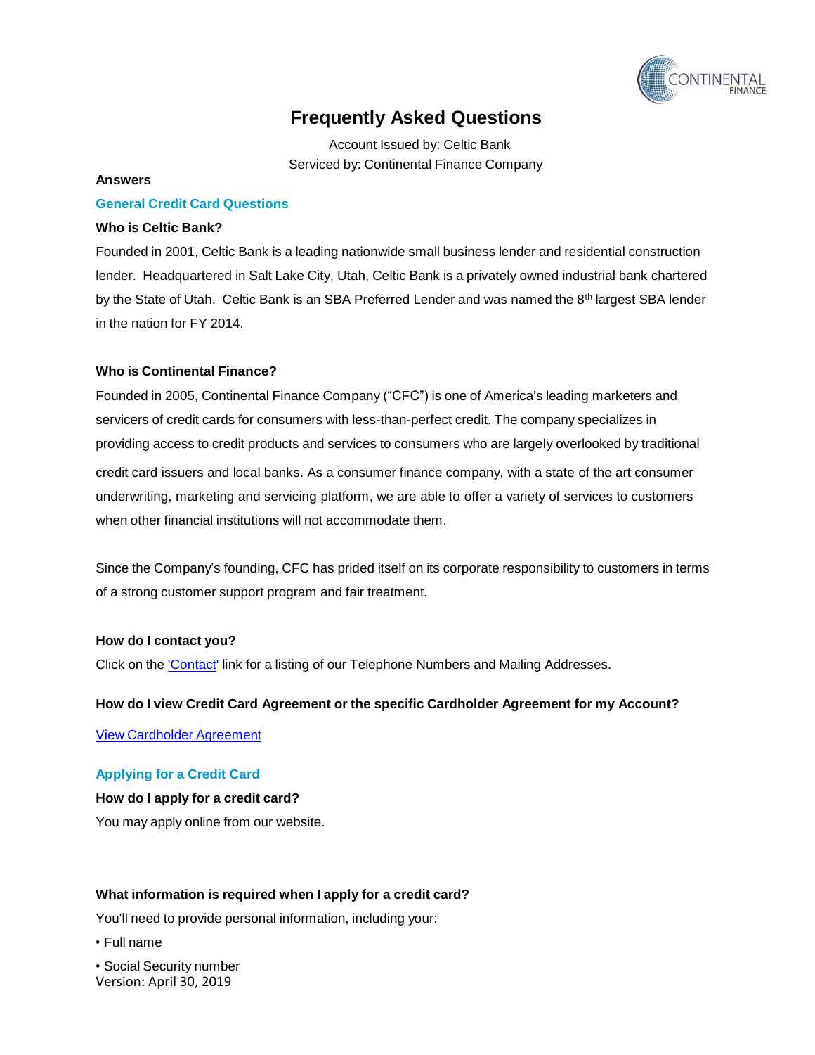# Frequently Asked Questions

Account Issued by: Celtic Bank

Serviced by: Continental Finance Company

**Answers**

## General Credit Card Questions

### Who is Celtic Bank?

Founded in 2001, Celtic Bank is a leading nationwide small business lender and residential construction lender. Headquartered in Salt Lake City, Utah, Celtic Bank is a privately owned industrial bank chartered by the State of Utah. Celtic Bank is an SBA Preferred Lender and was named the 8th largest SBA lender in the nation for FY 2014.

### Who is Continental Finance?

Founded in 2005, Continental Finance Company ("CFC") is one of America's leading marketers and servicers of credit cards for consumers with less-than-perfect credit. The company specializes in providing access to credit products and services to consumers who are largely overlooked by traditional credit card issuers and local banks. As a consumer finance company, with a state of the art consumer underwriting, marketing and servicing platform, we are able to offer a variety of services to customers when other financial institutions will not accommodate them.

Since the Company's founding, CFC has prided itself on its corporate responsibility to customers in terms of a strong customer support program and fair treatment.

### How do I contact you?

Click on the 'Contact' link for a listing of our Telephone Numbers and Mailing Addresses.

### How do I view Credit Card Agreement or the specific Cardholder Agreement for my Account?

View Cardholder Agreement

## Applying for a Credit Card

### How do I apply for a credit card?

You may apply online from our website.

### What information is required when I apply for a credit card?

You'll need to provide personal information, including your:

- Full name
- Social Security number

Version: April 30, 2019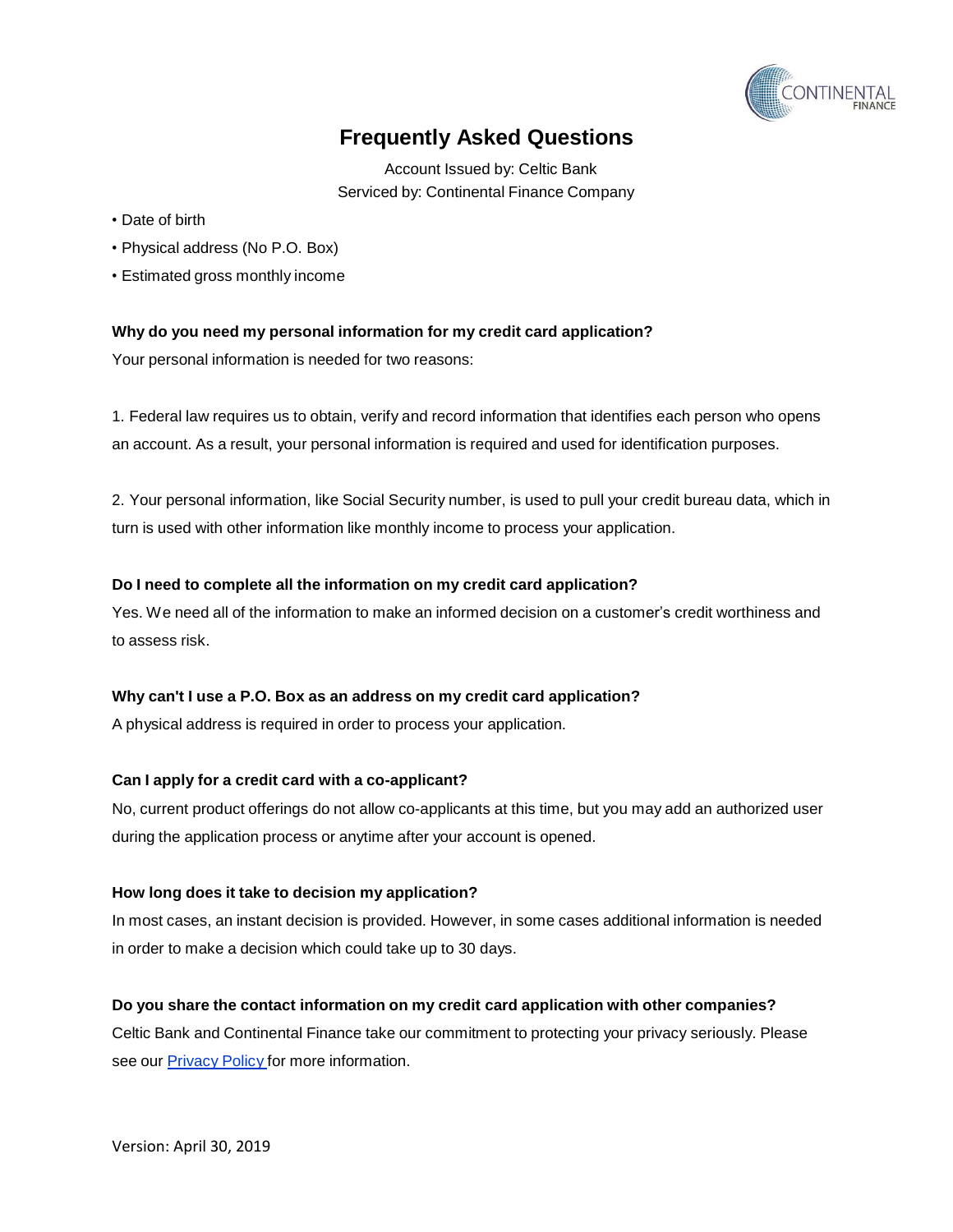# Frequently Asked Questions

Account Issued by: Celtic Bank
Serviced by: Continental Finance Company

- Date of birth
- Physical address (No P.O. Box)
- Estimated gross monthly income

**Why do you need my personal information for my credit card application?**

Your personal information is needed for two reasons:

1. Federal law requires us to obtain, verify and record information that identifies each person who opens an account. As a result, your personal information is required and used for identification purposes.

2. Your personal information, like Social Security number, is used to pull your credit bureau data, which in turn is used with other information like monthly income to process your application.

**Do I need to complete all the information on my credit card application?**

Yes. We need all of the information to make an informed decision on a customer's credit worthiness and to assess risk.

**Why can't I use a P.O. Box as an address on my credit card application?**

A physical address is required in order to process your application.

**Can I apply for a credit card with a co-applicant?**

No, current product offerings do not allow co-applicants at this time, but you may add an authorized user during the application process or anytime after your account is opened.

**How long does it take to decision my application?**

In most cases, an instant decision is provided. However, in some cases additional information is needed in order to make a decision which could take up to 30 days.

**Do you share the contact information on my credit card application with other companies?**

Celtic Bank and Continental Finance take our commitment to protecting your privacy seriously. Please see our [Privacy Policy](#) for more information.

Version: April 30, 2019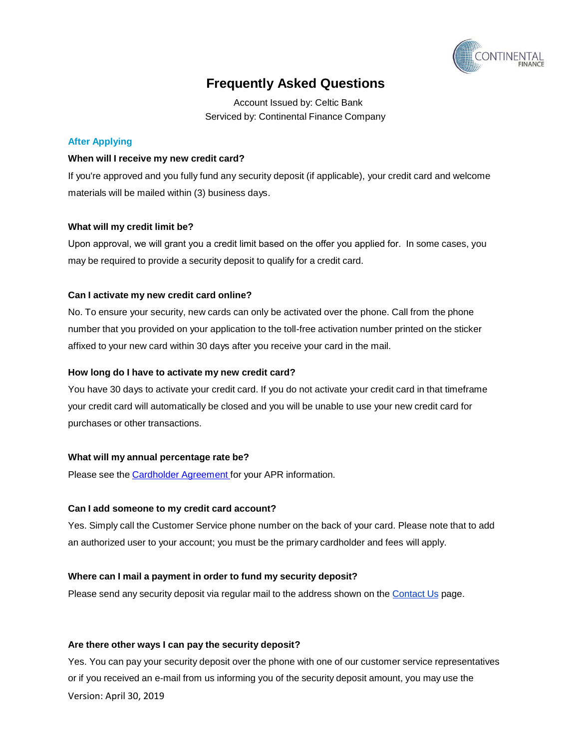# Frequently Asked Questions

Account Issued by: Celtic Bank
Serviced by: Continental Finance Company

## After Applying

**When will I receive my new credit card?**

If you're approved and you fully fund any security deposit (if applicable), your credit card and welcome materials will be mailed within (3) business days.

**What will my credit limit be?**

Upon approval, we will grant you a credit limit based on the offer you applied for. In some cases, you may be required to provide a security deposit to qualify for a credit card.

**Can I activate my new credit card online?**

No. To ensure your security, new cards can only be activated over the phone. Call from the phone number that you provided on your application to the toll-free activation number printed on the sticker affixed to your new card within 30 days after you receive your card in the mail.

**How long do I have to activate my new credit card?**

You have 30 days to activate your credit card. If you do not activate your credit card in that timeframe your credit card will automatically be closed and you will be unable to use your new credit card for purchases or other transactions.

**What will my annual percentage rate be?**

Please see the Cardholder Agreement for your APR information.

**Can I add someone to my credit card account?**

Yes. Simply call the Customer Service phone number on the back of your card. Please note that to add an authorized user to your account; you must be the primary cardholder and fees will apply.

**Where can I mail a payment in order to fund my security deposit?**

Please send any security deposit via regular mail to the address shown on the Contact Us page.

**Are there other ways I can pay the security deposit?**

Yes. You can pay your security deposit over the phone with one of our customer service representatives or if you received an e-mail from us informing you of the security deposit amount, you may use the

Version: April 30, 2019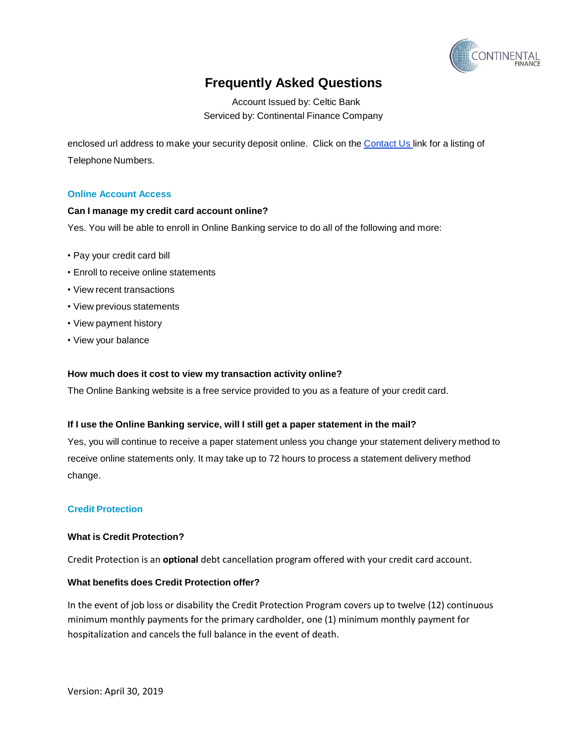enclosed url address to make your security deposit online. Click on the [Contact Us](#) link for a listing of Telephone Numbers.

## Online Account Access

**Can I manage my credit card account online?**

Yes. You will be able to enroll in Online Banking service to do all of the following and more:

- Pay your credit card bill
- Enroll to receive online statements
- View recent transactions
- View previous statements
- View payment history
- View your balance

**How much does it cost to view my transaction activity online?**

The Online Banking website is a free service provided to you as a feature of your credit card.

**If I use the Online Banking service, will I still get a paper statement in the mail?**

Yes, you will continue to receive a paper statement unless you change your statement delivery method to receive online statements only. It may take up to 72 hours to process a statement delivery method change.

## Credit Protection

**What is Credit Protection?**

Credit Protection is an **optional** debt cancellation program offered with your credit card account.

**What benefits does Credit Protection offer?**

In the event of job loss or disability the Credit Protection Program covers up to twelve (12) continuous minimum monthly payments for the primary cardholder, one (1) minimum monthly payment for hospitalization and cancels the full balance in the event of death.

Version: April 30, 2019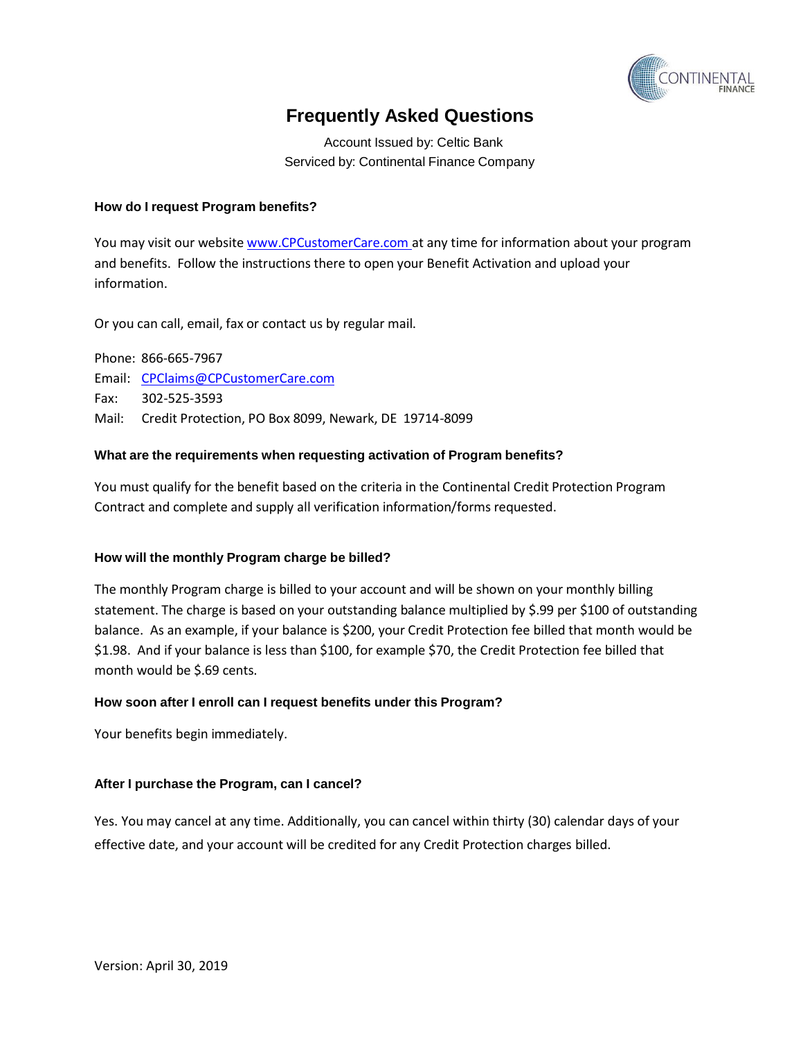# Frequently Asked Questions

Account Issued by: Celtic Bank
Serviced by: Continental Finance Company

### How do I request Program benefits?

You may visit our website www.CPCustomerCare.com at any time for information about your program and benefits. Follow the instructions there to open your Benefit Activation and upload your information.

Or you can call, email, fax or contact us by regular mail.

Phone: 866-665-7967
Email: CPClaims@CPCustomerCare.com
Fax: 302-525-3593
Mail: Credit Protection, PO Box 8099, Newark, DE 19714-8099

### What are the requirements when requesting activation of Program benefits?

You must qualify for the benefit based on the criteria in the Continental Credit Protection Program Contract and complete and supply all verification information/forms requested.

### How will the monthly Program charge be billed?

The monthly Program charge is billed to your account and will be shown on your monthly billing statement. The charge is based on your outstanding balance multiplied by $.99 per $100 of outstanding balance. As an example, if your balance is $200, your Credit Protection fee billed that month would be $1.98. And if your balance is less than $100, for example $70, the Credit Protection fee billed that month would be $.69 cents.

### How soon after I enroll can I request benefits under this Program?

Your benefits begin immediately.

### After I purchase the Program, can I cancel?

Yes. You may cancel at any time. Additionally, you can cancel within thirty (30) calendar days of your effective date, and your account will be credited for any Credit Protection charges billed.

Version: April 30, 2019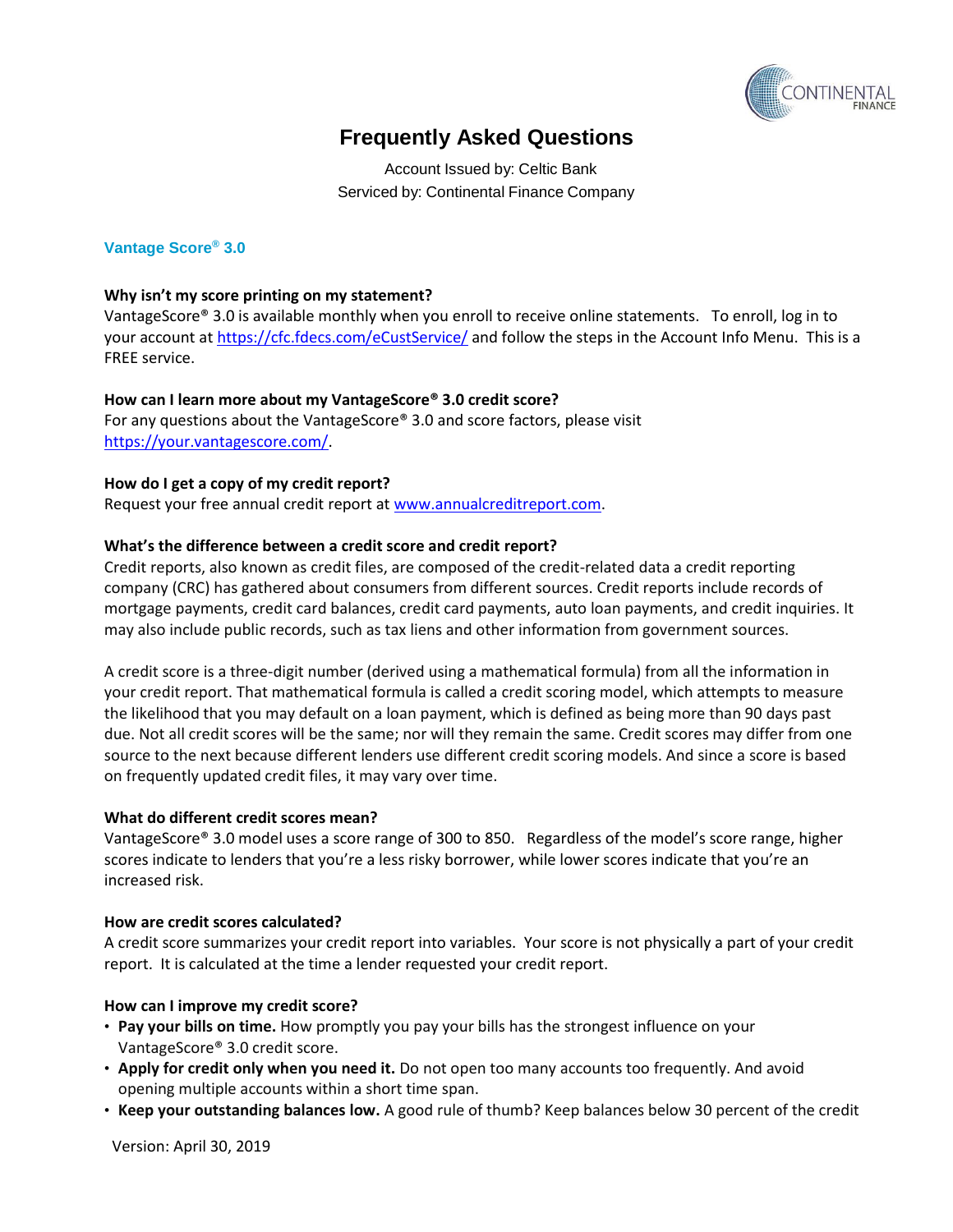# Frequently Asked Questions

Account Issued by: Celtic Bank
Serviced by: Continental Finance Company

## Vantage Score® 3.0

**Why isn't my score printing on my statement?**
VantageScore® 3.0 is available monthly when you enroll to receive online statements. To enroll, log in to your account at https://cfc.fdecs.com/eCustService/ and follow the steps in the Account Info Menu. This is a FREE service.

**How can I learn more about my VantageScore® 3.0 credit score?**
For any questions about the VantageScore® 3.0 and score factors, please visit https://your.vantagescore.com/.

**How do I get a copy of my credit report?**
Request your free annual credit report at www.annualcreditreport.com.

**What's the difference between a credit score and credit report?**
Credit reports, also known as credit files, are composed of the credit-related data a credit reporting company (CRC) has gathered about consumers from different sources. Credit reports include records of mortgage payments, credit card balances, credit card payments, auto loan payments, and credit inquiries. It may also include public records, such as tax liens and other information from government sources.

A credit score is a three-digit number (derived using a mathematical formula) from all the information in your credit report. That mathematical formula is called a credit scoring model, which attempts to measure the likelihood that you may default on a loan payment, which is defined as being more than 90 days past due. Not all credit scores will be the same; nor will they remain the same. Credit scores may differ from one source to the next because different lenders use different credit scoring models. And since a score is based on frequently updated credit files, it may vary over time.

**What do different credit scores mean?**
VantageScore® 3.0 model uses a score range of 300 to 850. Regardless of the model's score range, higher scores indicate to lenders that you're a less risky borrower, while lower scores indicate that you're an increased risk.

**How are credit scores calculated?**
A credit score summarizes your credit report into variables. Your score is not physically a part of your credit report. It is calculated at the time a lender requested your credit report.

**How can I improve my credit score?**

- **Pay your bills on time.** How promptly you pay your bills has the strongest influence on your VantageScore® 3.0 credit score.
- **Apply for credit only when you need it.** Do not open too many accounts too frequently. And avoid opening multiple accounts within a short time span.
- **Keep your outstanding balances low.** A good rule of thumb? Keep balances below 30 percent of the credit

Version: April 30, 2019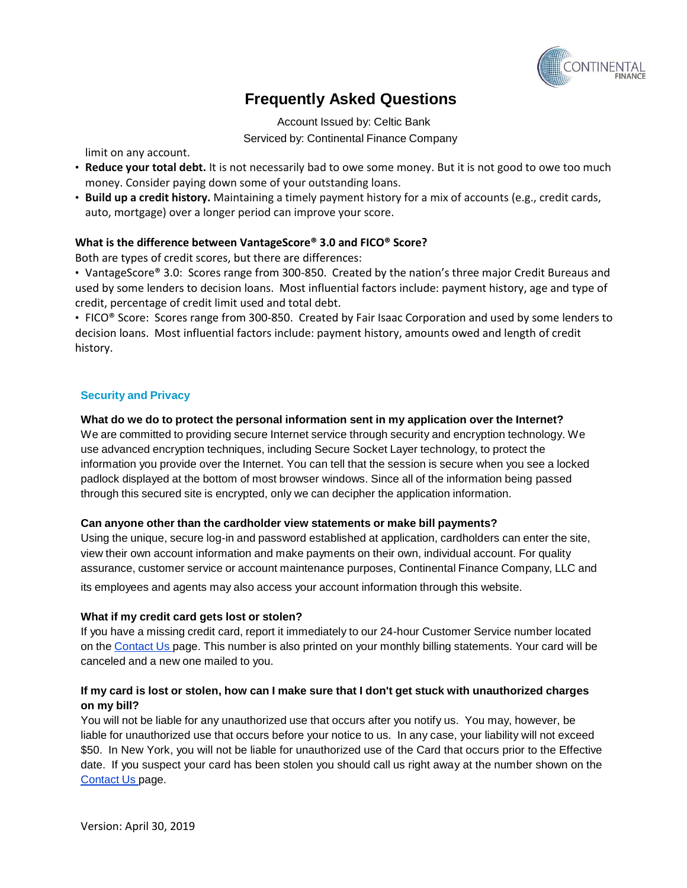limit on any account.

- **Reduce your total debt.** It is not necessarily bad to owe some money. But it is not good to owe too much money. Consider paying down some of your outstanding loans.
- **Build up a credit history.** Maintaining a timely payment history for a mix of accounts (e.g., credit cards, auto, mortgage) over a longer period can improve your score.

**What is the difference between VantageScore® 3.0 and FICO® Score?**

Both are types of credit scores, but there are differences:

• VantageScore® 3.0: Scores range from 300-850. Created by the nation's three major Credit Bureaus and used by some lenders to decision loans. Most influential factors include: payment history, age and type of credit, percentage of credit limit used and total debt.

• FICO® Score: Scores range from 300-850. Created by Fair Isaac Corporation and used by some lenders to decision loans. Most influential factors include: payment history, amounts owed and length of credit history.

## Security and Privacy

**What do we do to protect the personal information sent in my application over the Internet?**

We are committed to providing secure Internet service through security and encryption technology. We use advanced encryption techniques, including Secure Socket Layer technology, to protect the information you provide over the Internet. You can tell that the session is secure when you see a locked padlock displayed at the bottom of most browser windows. Since all of the information being passed through this secured site is encrypted, only we can decipher the application information.

**Can anyone other than the cardholder view statements or make bill payments?**

Using the unique, secure log-in and password established at application, cardholders can enter the site, view their own account information and make payments on their own, individual account. For quality assurance, customer service or account maintenance purposes, Continental Finance Company, LLC and its employees and agents may also access your account information through this website.

**What if my credit card gets lost or stolen?**

If you have a missing credit card, report it immediately to our 24-hour Customer Service number located on the Contact Us page. This number is also printed on your monthly billing statements. Your card will be canceled and a new one mailed to you.

**If my card is lost or stolen, how can I make sure that I don't get stuck with unauthorized charges on my bill?**

You will not be liable for any unauthorized use that occurs after you notify us. You may, however, be liable for unauthorized use that occurs before your notice to us. In any case, your liability will not exceed $50. In New York, you will not be liable for unauthorized use of the Card that occurs prior to the Effective date. If you suspect your card has been stolen you should call us right away at the number shown on the Contact Us page.

Version: April 30, 2019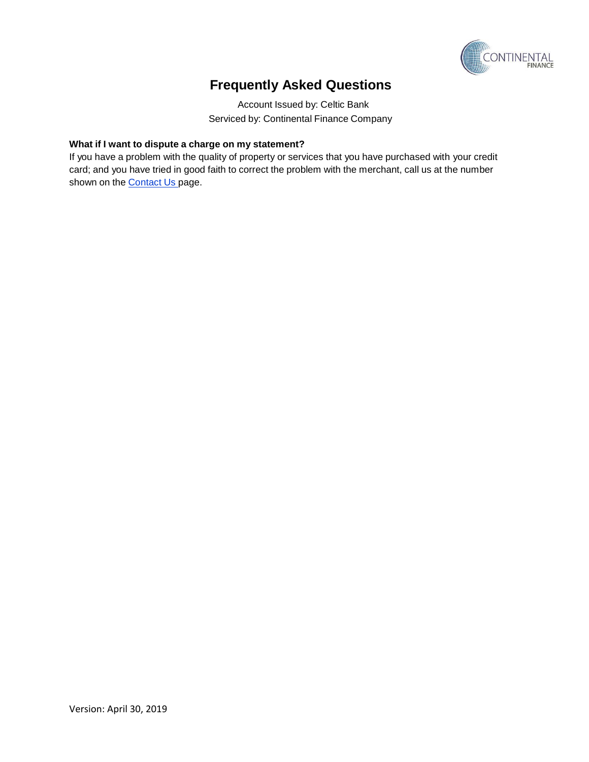# Frequently Asked Questions

Account Issued by: Celtic Bank
Serviced by: Continental Finance Company

**What if I want to dispute a charge on my statement?**
If you have a problem with the quality of property or services that you have purchased with your credit card; and you have tried in good faith to correct the problem with the merchant, call us at the number shown on the Contact Us page.

Version: April 30, 2019